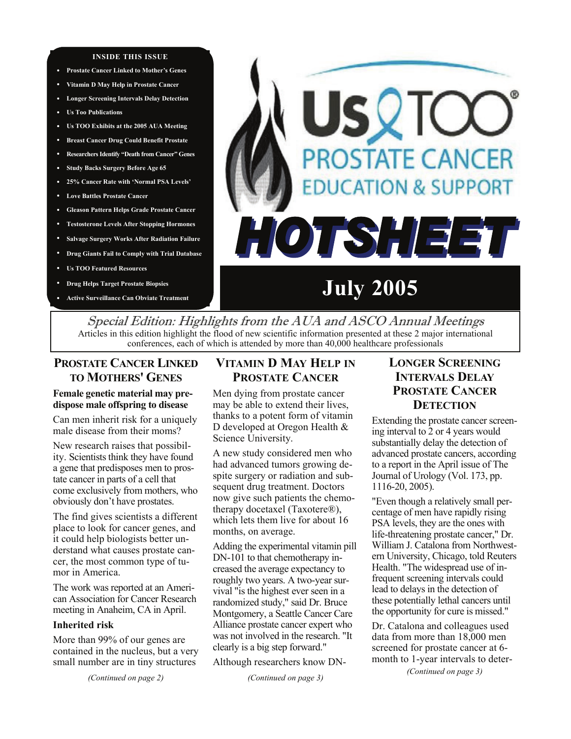**INSIDE THIS ISSUE**

- Prostate Cancer Linked to Mother's Genes
- Vitamin D May Help in Prostate Cancer
- Longer Screening Intervals Delay Detection
- Us Too Publications
- Us TOO Exhibits at the 2005 AUA Meeting
- Breast Cancer Drug Could Benefit Prostate
- Researchers Identify "Death from Cancer" Genes
- Study Backs Surgery Before Age 65
- 25% Cancer Rate with 'Normal PSA Levels'
- Love Battles Prostate Cancer
- Gleason Pattern Helps Grade Prostate Cancer
- Testosterone Levels After Stopping Hormones
- Salvage Surgery Works After Radiation Failure
- Drug Giants Fail to Comply with Trial Database
- Us TOO Featured Resources
- Drug Helps Target Prostate Biopsies
- Active Surveillance Can Obviate Treatment

# Us TOO® PROSTATE CANCER EDUCATION & SUPPORT

# HOTSHEET

## July 2005

*Special Edition: Highlights from the AUA and ASCO Annual Meetings*

Articles in this edition highlight the flood of new scientific information presented at these 2 major international conferences, each of which is attended by more than 40,000 healthcare professionals

## PROSTATE CANCER LINKED TO MOTHERS' GENES

**Female genetic material may predispose male offspring to disease**

Can men inherit risk for a uniquely male disease from their moms?

New research raises that possibility. Scientists think they have found a gene that predisposes men to prostate cancer in parts of a cell that come exclusively from mothers, who obviously don't have prostates.

The find gives scientists a different place to look for cancer genes, and it could help biologists better understand what causes prostate cancer, the most common type of tumor in America.

The work was reported at an American Association for Cancer Research meeting in Anaheim, CA in April.

**Inherited risk**

More than 99% of our genes are contained in the nucleus, but a very small number are in tiny structures

*(Continued on page 2)*

## VITAMIN D MAY HELP IN PROSTATE CANCER

Men dying from prostate cancer may be able to extend their lives, thanks to a potent form of vitamin D developed at Oregon Health & Science University.

A new study considered men who had advanced tumors growing despite surgery or radiation and subsequent drug treatment. Doctors now give such patients the chemotherapy docetaxel (Taxotere®), which lets them live for about 16 months, on average.

Adding the experimental vitamin pill DN-101 to that chemotherapy increased the average expectancy to roughly two years. A two-year survival "is the highest ever seen in a randomized study," said Dr. Bruce Montgomery, a Seattle Cancer Care Alliance prostate cancer expert who was not involved in the research. "It clearly is a big step forward."

Although researchers know DN-

*(Continued on page 3)*

## LONGER SCREENING INTERVALS DELAY PROSTATE CANCER DETECTION

Extending the prostate cancer screening interval to 2 or 4 years would substantially delay the detection of advanced prostate cancers, according to a report in the April issue of The Journal of Urology (Vol. 173, pp. 1116-20, 2005).

"Even though a relatively small percentage of men have rapidly rising PSA levels, they are the ones with life-threatening prostate cancer," Dr. William J. Catalona from Northwestern University, Chicago, told Reuters Health. "The widespread use of infrequent screening intervals could lead to delays in the detection of these potentially lethal cancers until the opportunity for cure is missed."

Dr. Catalona and colleagues used data from more than 18,000 men screened for prostate cancer at 6-month to 1-year intervals to deter-

*(Continued on page 3)*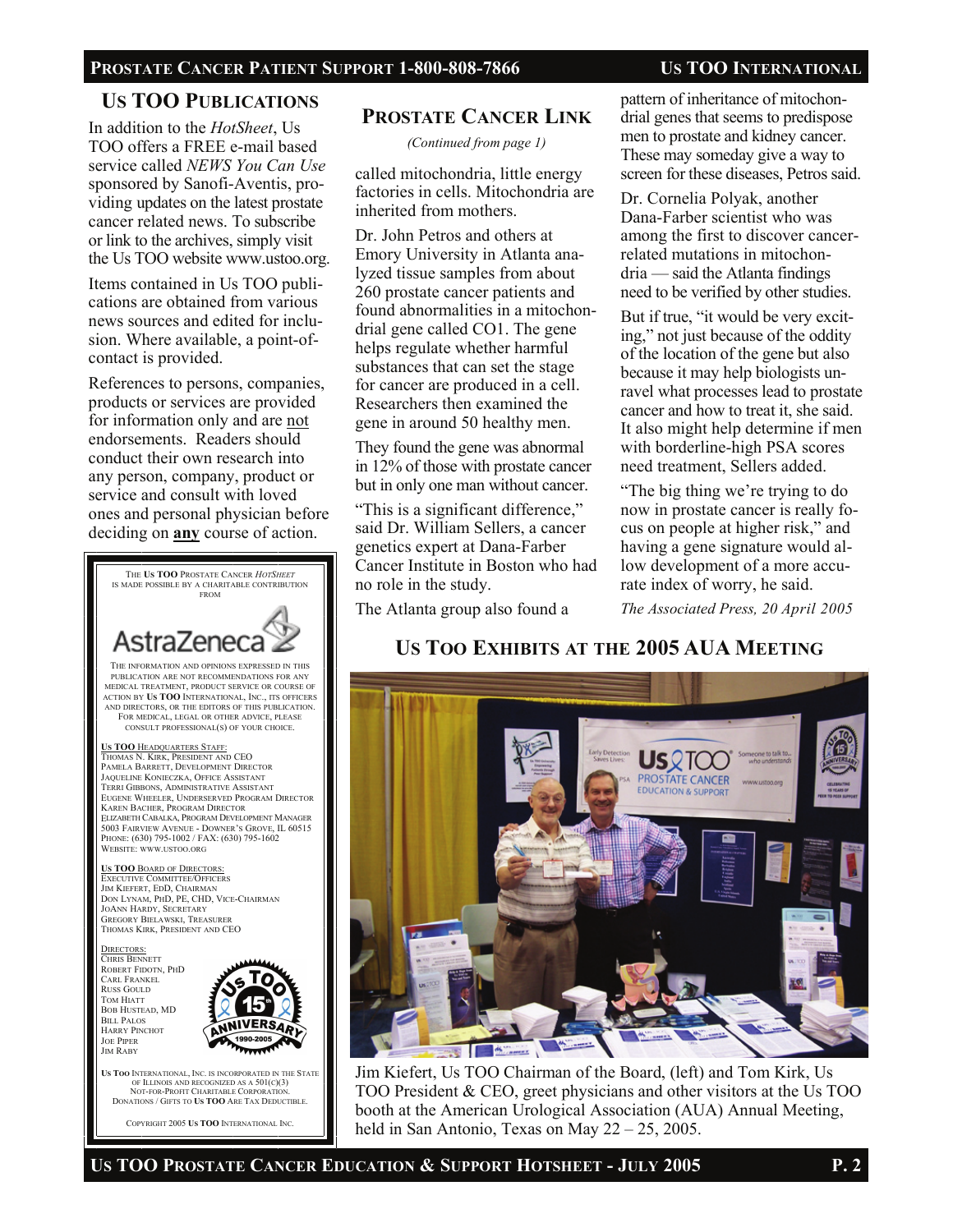## Us TOO Publications

In addition to the *HotSheet*, Us TOO offers a FREE e-mail based service called *NEWS You Can Use* sponsored by Sanofi-Aventis, providing updates on the latest prostate cancer related news. To subscribe or link to the archives, simply visit the Us TOO website www.ustoo.org.

Items contained in Us TOO publications are obtained from various news sources and edited for inclusion. Where available, a point-of-contact is provided.

References to persons, companies, products or services are provided for information only and are not endorsements. Readers should conduct their own research into any person, company, product or service and consult with loved ones and personal physician before deciding on **any** course of action.

THE **US TOO** PROSTATE CANCER *HOTSHEET* IS MADE POSSIBLE BY A CHARITABLE CONTRIBUTION FROM

AstraZeneca

THE INFORMATION AND OPINIONS EXPRESSED IN THIS PUBLICATION ARE NOT RECOMMENDATIONS FOR ANY MEDICAL TREATMENT, PRODUCT SERVICE OR COURSE OF ACTION BY **US TOO** INTERNATIONAL, INC., ITS OFFICERS AND DIRECTORS, OR THE EDITORS OF THIS PUBLICATION. FOR MEDICAL, LEGAL OR OTHER ADVICE, PLEASE CONSULT PROFESSIONAL(S) OF YOUR CHOICE.

**US TOO** HEADQUARTERS STAFF:
THOMAS N. KIRK, PRESIDENT AND CEO
PAMELA BARRETT, DEVELOPMENT DIRECTOR
JAQUELINE KONIECZKA, OFFICE ASSISTANT
TERRI GIBBONS, ADMINISTRATIVE ASSISTANT
EUGENE WHEELER, UNDERSERVED PROGRAM DIRECTOR
KAREN BACHER, PROGRAM DIRECTOR
ELIZABETH CABALKA, PROGRAM DEVELOPMENT MANAGER
5003 FAIRVIEW AVENUE - DOWNER'S GROVE, IL 60515
PHONE: (630) 795-1002 / FAX: (630) 795-1602
WEBSITE: WWW.USTOO.ORG

**US TOO** BOARD OF DIRECTORS:
EXECUTIVE COMMITTEE/OFFICERS
JIM KIEFERT, EDD, CHAIRMAN
DON LYNAM, PHD, PE, CHD, VICE-CHAIRMAN
JOANN HARDY, SECRETARY
GREGORY BIELAWSKI, TREASURER
THOMAS KIRK, PRESIDENT AND CEO

DIRECTORS:
CHRIS BENNETT
ROBERT FIDOTN, PHD
CARL FRANKEL
RUSS GOULD
TOM HIATT
BOB HUSTEAD, MD
BILL PALOS
HARRY PINCHOT
JOE PIPER
JIM RABY

Us TOO 15th ANNIVERSARY 1990-2005

**US TOO** INTERNATIONAL, INC. IS INCORPORATED IN THE STATE OF ILLINOIS AND RECOGNIZED AS A 501(C)(3) NOT-FOR-PROFIT CHARITABLE CORPORATION. DONATIONS / GIFTS TO **US TOO** ARE TAX DEDUCTIBLE.

COPYRIGHT 2005 **US TOO** INTERNATIONAL INC.

## Prostate Cancer Link

*(Continued from page 1)*

called mitochondria, little energy factories in cells. Mitochondria are inherited from mothers.

Dr. John Petros and others at Emory University in Atlanta analyzed tissue samples from about 260 prostate cancer patients and found abnormalities in a mitochondrial gene called CO1. The gene helps regulate whether harmful substances that can set the stage for cancer are produced in a cell. Researchers then examined the gene in around 50 healthy men.

They found the gene was abnormal in 12% of those with prostate cancer but in only one man without cancer.

"This is a significant difference," said Dr. William Sellers, a cancer genetics expert at Dana-Farber Cancer Institute in Boston who had no role in the study.

The Atlanta group also found a pattern of inheritance of mitochondrial genes that seems to predispose men to prostate and kidney cancer. These may someday give a way to screen for these diseases, Petros said.

Dr. Cornelia Polyak, another Dana-Farber scientist who was among the first to discover cancer-related mutations in mitochondria — said the Atlanta findings need to be verified by other studies.

But if true, "it would be very exciting," not just because of the oddity of the location of the gene but also because it may help biologists unravel what processes lead to prostate cancer and how to treat it, she said. It also might help determine if men with borderline-high PSA scores need treatment, Sellers added.

"The big thing we're trying to do now in prostate cancer is really focus on people at higher risk," and having a gene signature would allow development of a more accurate index of worry, he said.

*The Associated Press, 20 April 2005*

## Us Too Exhibits at the 2005 AUA Meeting

Jim Kiefert, Us TOO Chairman of the Board, (left) and Tom Kirk, Us TOO President & CEO, greet physicians and other visitors at the Us TOO booth at the American Urological Association (AUA) Annual Meeting, held in San Antonio, Texas on May 22 – 25, 2005.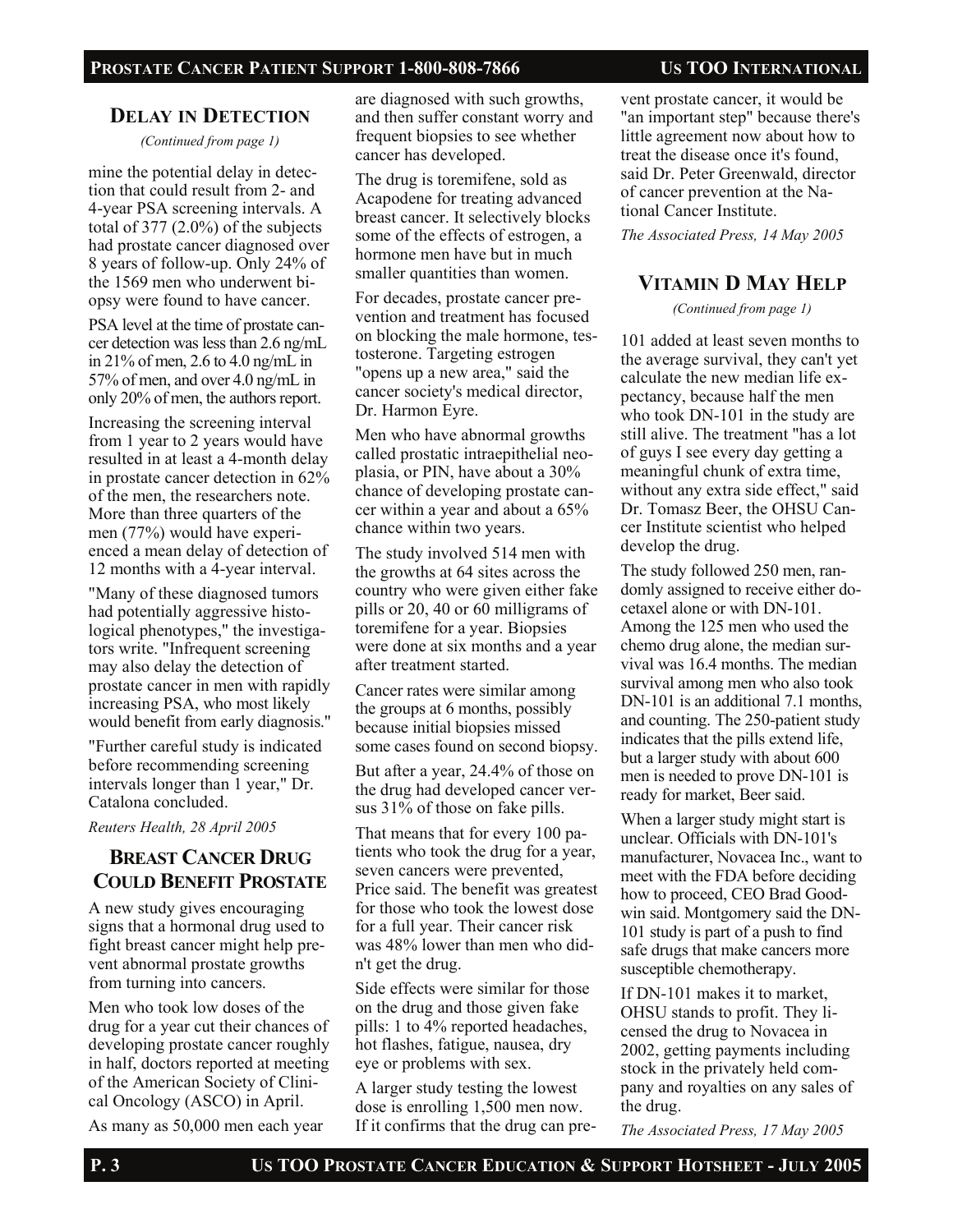## Delay in Detection

*(Continued from page 1)*

mine the potential delay in detection that could result from 2- and 4-year PSA screening intervals. A total of 377 (2.0%) of the subjects had prostate cancer diagnosed over 8 years of follow-up. Only 24% of the 1569 men who underwent biopsy were found to have cancer.

PSA level at the time of prostate cancer detection was less than 2.6 ng/mL in 21% of men, 2.6 to 4.0 ng/mL in 57% of men, and over 4.0 ng/mL in only 20% of men, the authors report.

Increasing the screening interval from 1 year to 2 years would have resulted in at least a 4-month delay in prostate cancer detection in 62% of the men, the researchers note. More than three quarters of the men (77%) would have experienced a mean delay of detection of 12 months with a 4-year interval.

"Many of these diagnosed tumors had potentially aggressive histological phenotypes," the investigators write. "Infrequent screening may also delay the detection of prostate cancer in men with rapidly increasing PSA, who most likely would benefit from early diagnosis."

"Further careful study is indicated before recommending screening intervals longer than 1 year," Dr. Catalona concluded.

*Reuters Health, 28 April 2005*

## Breast Cancer Drug Could Benefit Prostate

A new study gives encouraging signs that a hormonal drug used to fight breast cancer might help prevent abnormal prostate growths from turning into cancers.

Men who took low doses of the drug for a year cut their chances of developing prostate cancer roughly in half, doctors reported at meeting of the American Society of Clinical Oncology (ASCO) in April.

As many as 50,000 men each year are diagnosed with such growths, and then suffer constant worry and frequent biopsies to see whether cancer has developed.

The drug is toremifene, sold as Acapodene for treating advanced breast cancer. It selectively blocks some of the effects of estrogen, a hormone men have but in much smaller quantities than women.

For decades, prostate cancer prevention and treatment has focused on blocking the male hormone, testosterone. Targeting estrogen "opens up a new area," said the cancer society's medical director, Dr. Harmon Eyre.

Men who have abnormal growths called prostatic intraepithelial neoplasia, or PIN, have about a 30% chance of developing prostate cancer within a year and about a 65% chance within two years.

The study involved 514 men with the growths at 64 sites across the country who were given either fake pills or 20, 40 or 60 milligrams of toremifene for a year. Biopsies were done at six months and a year after treatment started.

Cancer rates were similar among the groups at 6 months, possibly because initial biopsies missed some cases found on second biopsy.

But after a year, 24.4% of those on the drug had developed cancer versus 31% of those on fake pills.

That means that for every 100 patients who took the drug for a year, seven cancers were prevented, Price said. The benefit was greatest for those who took the lowest dose for a full year. Their cancer risk was 48% lower than men who didn't get the drug.

Side effects were similar for those on the drug and those given fake pills: 1 to 4% reported headaches, hot flashes, fatigue, nausea, dry eye or problems with sex.

A larger study testing the lowest dose is enrolling 1,500 men now. If it confirms that the drug can prevent prostate cancer, it would be "an important step" because there's little agreement now about how to treat the disease once it's found, said Dr. Peter Greenwald, director of cancer prevention at the National Cancer Institute.

*The Associated Press, 14 May 2005*

## Vitamin D May Help

*(Continued from page 1)*

101 added at least seven months to the average survival, they can't yet calculate the new median life expectancy, because half the men who took DN-101 in the study are still alive. The treatment "has a lot of guys I see every day getting a meaningful chunk of extra time, without any extra side effect," said Dr. Tomasz Beer, the OHSU Cancer Institute scientist who helped develop the drug.

The study followed 250 men, randomly assigned to receive either docetaxel alone or with DN-101. Among the 125 men who used the chemo drug alone, the median survival was 16.4 months. The median survival among men who also took DN-101 is an additional 7.1 months, and counting. The 250-patient study indicates that the pills extend life, but a larger study with about 600 men is needed to prove DN-101 is ready for market, Beer said.

When a larger study might start is unclear. Officials with DN-101's manufacturer, Novacea Inc., want to meet with the FDA before deciding how to proceed, CEO Brad Goodwin said. Montgomery said the DN-101 study is part of a push to find safe drugs that make cancers more susceptible chemotherapy.

If DN-101 makes it to market, OHSU stands to profit. They licensed the drug to Novacea in 2002, getting payments including stock in the privately held company and royalties on any sales of the drug.

*The Associated Press, 17 May 2005*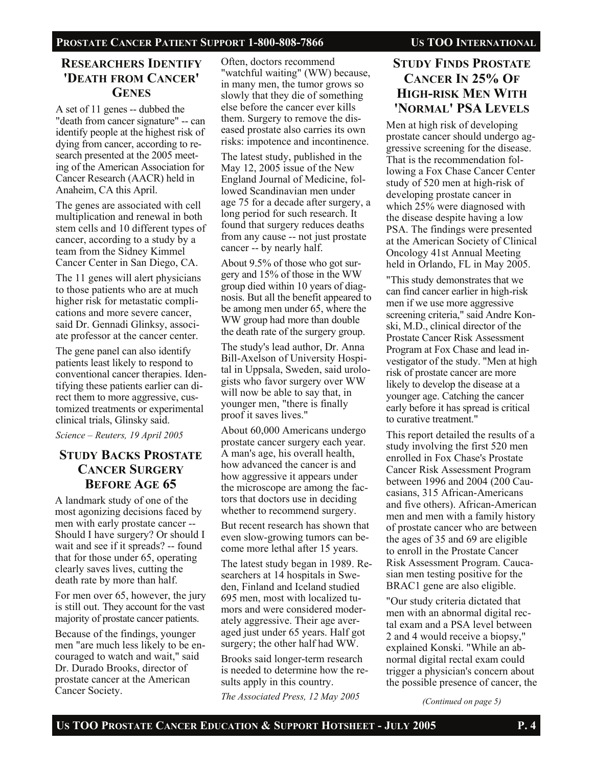## RESEARCHERS IDENTIFY 'DEATH FROM CANCER' GENES

A set of 11 genes -- dubbed the "death from cancer signature" -- can identify people at the highest risk of dying from cancer, according to research presented at the 2005 meeting of the American Association for Cancer Research (AACR) held in Anaheim, CA this April.

The genes are associated with cell multiplication and renewal in both stem cells and 10 different types of cancer, according to a study by a team from the Sidney Kimmel Cancer Center in San Diego, CA.

The 11 genes will alert physicians to those patients who are at much higher risk for metastatic complications and more severe cancer, said Dr. Gennadi Glinksy, associate professor at the cancer center.

The gene panel can also identify patients least likely to respond to conventional cancer therapies. Identifying these patients earlier can direct them to more aggressive, customized treatments or experimental clinical trials, Glinsky said.

*Science – Reuters, 19 April 2005*

## STUDY BACKS PROSTATE CANCER SURGERY BEFORE AGE 65

A landmark study of one of the most agonizing decisions faced by men with early prostate cancer -- Should I have surgery? Or should I wait and see if it spreads? -- found that for those under 65, operating clearly saves lives, cutting the death rate by more than half.

For men over 65, however, the jury is still out. They account for the vast majority of prostate cancer patients.

Because of the findings, younger men "are much less likely to be encouraged to watch and wait," said Dr. Durado Brooks, director of prostate cancer at the American Cancer Society.

Often, doctors recommend "watchful waiting" (WW) because, in many men, the tumor grows so slowly that they die of something else before the cancer ever kills them. Surgery to remove the diseased prostate also carries its own risks: impotence and incontinence.

The latest study, published in the May 12, 2005 issue of the New England Journal of Medicine, followed Scandinavian men under age 75 for a decade after surgery, a long period for such research. It found that surgery reduces deaths from any cause -- not just prostate cancer -- by nearly half.

About 9.5% of those who got surgery and 15% of those in the WW group died within 10 years of diagnosis. But all the benefit appeared to be among men under 65, where the WW group had more than double the death rate of the surgery group.

The study's lead author, Dr. Anna Bill-Axelson of University Hospital in Uppsala, Sweden, said urologists who favor surgery over WW will now be able to say that, in younger men, "there is finally proof it saves lives."

About 60,000 Americans undergo prostate cancer surgery each year. A man's age, his overall health, how advanced the cancer is and how aggressive it appears under the microscope are among the factors that doctors use in deciding whether to recommend surgery.

But recent research has shown that even slow-growing tumors can become more lethal after 15 years.

The latest study began in 1989. Researchers at 14 hospitals in Sweden, Finland and Iceland studied 695 men, most with localized tumors and were considered moderately aggressive. Their age averaged just under 65 years. Half got surgery; the other half had WW.

Brooks said longer-term research is needed to determine how the results apply in this country.

*The Associated Press, 12 May 2005*

## STUDY FINDS PROSTATE CANCER IN 25% OF HIGH-RISK MEN WITH 'NORMAL' PSA LEVELS

Men at high risk of developing prostate cancer should undergo aggressive screening for the disease. That is the recommendation following a Fox Chase Cancer Center study of 520 men at high-risk of developing prostate cancer in which 25% were diagnosed with the disease despite having a low PSA. The findings were presented at the American Society of Clinical Oncology 41st Annual Meeting held in Orlando, FL in May 2005.

"This study demonstrates that we can find cancer earlier in high-risk men if we use more aggressive screening criteria," said Andre Konski, M.D., clinical director of the Prostate Cancer Risk Assessment Program at Fox Chase and lead investigator of the study. "Men at high risk of prostate cancer are more likely to develop the disease at a younger age. Catching the cancer early before it has spread is critical to curative treatment."

This report detailed the results of a study involving the first 520 men enrolled in Fox Chase's Prostate Cancer Risk Assessment Program between 1996 and 2004 (200 Caucasians, 315 African-Americans and five others). African-American men and men with a family history of prostate cancer who are between the ages of 35 and 69 are eligible to enroll in the Prostate Cancer Risk Assessment Program. Caucasian men testing positive for the BRAC1 gene are also eligible.

"Our study criteria dictated that men with an abnormal digital rectal exam and a PSA level between 2 and 4 would receive a biopsy," explained Konski. "While an abnormal digital rectal exam could trigger a physician's concern about the possible presence of cancer, the

*(Continued on page 5)*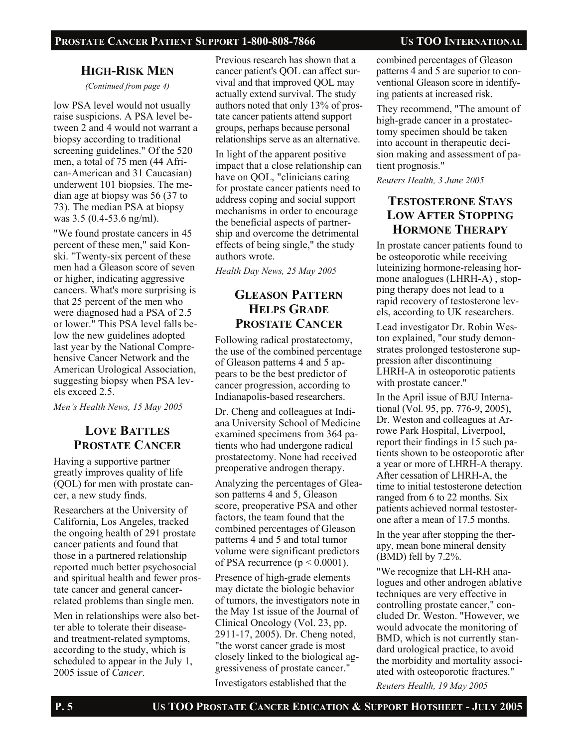## HIGH-RISK MEN

*(Continued from page 4)*

low PSA level would not usually raise suspicions. A PSA level between 2 and 4 would not warrant a biopsy according to traditional screening guidelines." Of the 520 men, a total of 75 men (44 African-American and 31 Caucasian) underwent 101 biopsies. The median age at biopsy was 56 (37 to 73). The median PSA at biopsy was 3.5 (0.4-53.6 ng/ml).

"We found prostate cancers in 45 percent of these men," said Konski. "Twenty-six percent of these men had a Gleason score of seven or higher, indicating aggressive cancers. What's more surprising is that 25 percent of the men who were diagnosed had a PSA of 2.5 or lower." This PSA level falls below the new guidelines adopted last year by the National Comprehensive Cancer Network and the American Urological Association, suggesting biopsy when PSA levels exceed 2.5.

*Men's Health News, 15 May 2005*

## LOVE BATTLES PROSTATE CANCER

Having a supportive partner greatly improves quality of life (QOL) for men with prostate cancer, a new study finds.

Researchers at the University of California, Los Angeles, tracked the ongoing health of 291 prostate cancer patients and found that those in a partnered relationship reported much better psychosocial and spiritual health and fewer prostate cancer and general cancer-related problems than single men.

Men in relationships were also better able to tolerate their disease- and treatment-related symptoms, according to the study, which is scheduled to appear in the July 1, 2005 issue of *Cancer*.

Previous research has shown that a cancer patient's QOL can affect survival and that improved QOL may actually extend survival. The study authors noted that only 13% of prostate cancer patients attend support groups, perhaps because personal relationships serve as an alternative.

In light of the apparent positive impact that a close relationship can have on QOL, "clinicians caring for prostate cancer patients need to address coping and social support mechanisms in order to encourage the beneficial aspects of partnership and overcome the detrimental effects of being single," the study authors wrote.

*Health Day News, 25 May 2005*

## GLEASON PATTERN HELPS GRADE PROSTATE CANCER

Following radical prostatectomy, the use of the combined percentage of Gleason patterns 4 and 5 appears to be the best predictor of cancer progression, according to Indianapolis-based researchers.

Dr. Cheng and colleagues at Indiana University School of Medicine examined specimens from 364 patients who had undergone radical prostatectomy. None had received preoperative androgen therapy.

Analyzing the percentages of Gleason patterns 4 and 5, Gleason score, preoperative PSA and other factors, the team found that the combined percentages of Gleason patterns 4 and 5 and total tumor volume were significant predictors of PSA recurrence ($p < 0.0001$).

Presence of high-grade elements may dictate the biologic behavior of tumors, the investigators note in the May 1st issue of the Journal of Clinical Oncology (Vol. 23, pp. 2911-17, 2005). Dr. Cheng noted, "the worst cancer grade is most closely linked to the biological aggressiveness of prostate cancer."

Investigators established that the combined percentages of Gleason patterns 4 and 5 are superior to conventional Gleason score in identifying patients at increased risk.

They recommend, "The amount of high-grade cancer in a prostatectomy specimen should be taken into account in therapeutic decision making and assessment of patient prognosis."

*Reuters Health, 3 June 2005*

## TESTOSTERONE STAYS LOW AFTER STOPPING HORMONE THERAPY

In prostate cancer patients found to be osteoporotic while receiving luteinizing hormone-releasing hormone analogues (LHRH-A) , stopping therapy does not lead to a rapid recovery of testosterone levels, according to UK researchers.

Lead investigator Dr. Robin Weston explained, "our study demonstrates prolonged testosterone suppression after discontinuing LHRH-A in osteoporotic patients with prostate cancer."

In the April issue of BJU International (Vol. 95, pp. 776-9, 2005), Dr. Weston and colleagues at Arrowe Park Hospital, Liverpool, report their findings in 15 such patients shown to be osteoporotic after a year or more of LHRH-A therapy. After cessation of LHRH-A, the time to initial testosterone detection ranged from 6 to 22 months. Six patients achieved normal testosterone after a mean of 17.5 months.

In the year after stopping the therapy, mean bone mineral density (BMD) fell by 7.2%.

"We recognize that LH-RH analogues and other androgen ablative techniques are very effective in controlling prostate cancer," concluded Dr. Weston. "However, we would advocate the monitoring of BMD, which is not currently standard urological practice, to avoid the morbidity and mortality associated with osteoporotic fractures."

*Reuters Health, 19 May 2005*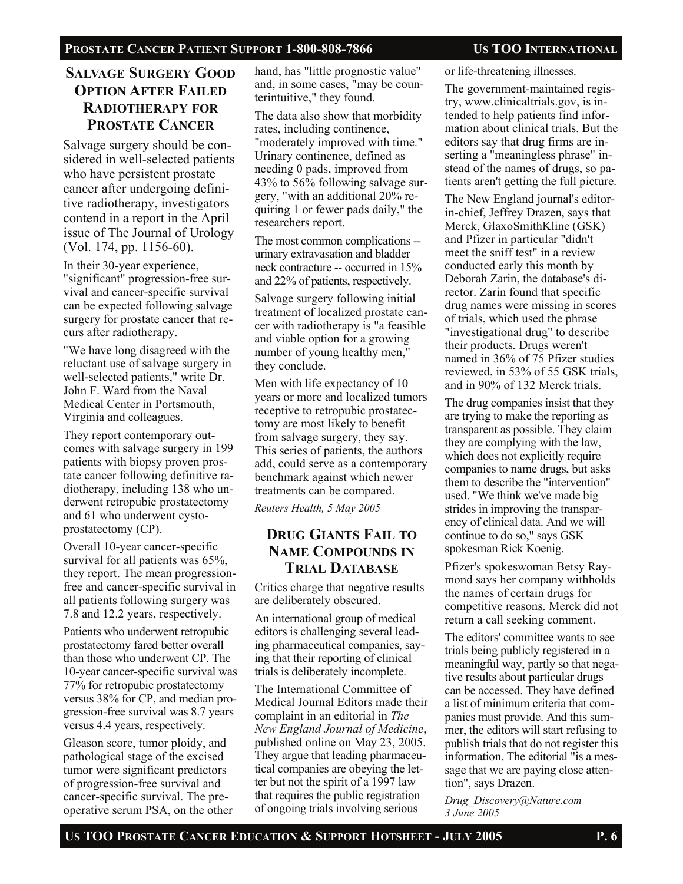## Salvage Surgery Good Option After Failed Radiotherapy for Prostate Cancer

Salvage surgery should be considered in well-selected patients who have persistent prostate cancer after undergoing definitive radiotherapy, investigators contend in a report in the April issue of The Journal of Urology (Vol. 174, pp. 1156-60).

In their 30-year experience, "significant" progression-free survival and cancer-specific survival can be expected following salvage surgery for prostate cancer that recurs after radiotherapy.

"We have long disagreed with the reluctant use of salvage surgery in well-selected patients," write Dr. John F. Ward from the Naval Medical Center in Portsmouth, Virginia and colleagues.

They report contemporary outcomes with salvage surgery in 199 patients with biopsy proven prostate cancer following definitive radiotherapy, including 138 who underwent retropubic prostatectomy and 61 who underwent cystoprostatectomy (CP).

Overall 10-year cancer-specific survival for all patients was 65%, they report. The mean progression-free and cancer-specific survival in all patients following surgery was 7.8 and 12.2 years, respectively.

Patients who underwent retropubic prostatectomy fared better overall than those who underwent CP. The 10-year cancer-specific survival was 77% for retropubic prostatectomy versus 38% for CP, and median progression-free survival was 8.7 years versus 4.4 years, respectively.

Gleason score, tumor ploidy, and pathological stage of the excised tumor were significant predictors of progression-free survival and cancer-specific survival. The preoperative serum PSA, on the other hand, has "little prognostic value" and, in some cases, "may be counterintuitive," they found.

The data also show that morbidity rates, including continence, "moderately improved with time." Urinary continence, defined as needing 0 pads, improved from 43% to 56% following salvage surgery, "with an additional 20% requiring 1 or fewer pads daily," the researchers report.

The most common complications -- urinary extravasation and bladder neck contracture -- occurred in 15% and 22% of patients, respectively.

Salvage surgery following initial treatment of localized prostate cancer with radiotherapy is "a feasible and viable option for a growing number of young healthy men," they conclude.

Men with life expectancy of 10 years or more and localized tumors receptive to retropubic prostatectomy are most likely to benefit from salvage surgery, they say. This series of patients, the authors add, could serve as a contemporary benchmark against which newer treatments can be compared.

*Reuters Health, 5 May 2005*

## Drug Giants Fail to Name Compounds in Trial Database

Critics charge that negative results are deliberately obscured.

An international group of medical editors is challenging several leading pharmaceutical companies, saying that their reporting of clinical trials is deliberately incomplete.

The International Committee of Medical Journal Editors made their complaint in an editorial in *The New England Journal of Medicine*, published online on May 23, 2005. They argue that leading pharmaceutical companies are obeying the letter but not the spirit of a 1997 law that requires the public registration of ongoing trials involving serious or life-threatening illnesses.

The government-maintained registry, www.clinicaltrials.gov, is intended to help patients find information about clinical trials. But the editors say that drug firms are inserting a "meaningless phrase" instead of the names of drugs, so patients aren't getting the full picture.

The New England journal's editor-in-chief, Jeffrey Drazen, says that Merck, GlaxoSmithKline (GSK) and Pfizer in particular "didn't meet the sniff test" in a review conducted early this month by Deborah Zarin, the database's director. Zarin found that specific drug names were missing in scores of trials, which used the phrase "investigational drug" to describe their products. Drugs weren't named in 36% of 75 Pfizer studies reviewed, in 53% of 55 GSK trials, and in 90% of 132 Merck trials.

The drug companies insist that they are trying to make the reporting as transparent as possible. They claim they are complying with the law, which does not explicitly require companies to name drugs, but asks them to describe the "intervention" used. "We think we've made big strides in improving the transparency of clinical data. And we will continue to do so," says GSK spokesman Rick Koenig.

Pfizer's spokeswoman Betsy Raymond says her company withholds the names of certain drugs for competitive reasons. Merck did not return a call seeking comment.

The editors' committee wants to see trials being publicly registered in a meaningful way, partly so that negative results about particular drugs can be accessed. They have defined a list of minimum criteria that companies must provide. And this summer, the editors will start refusing to publish trials that do not register this information. The editorial "is a message that we are paying close attention", says Drazen.

*Drug_Discovery@Nature.com 3 June 2005*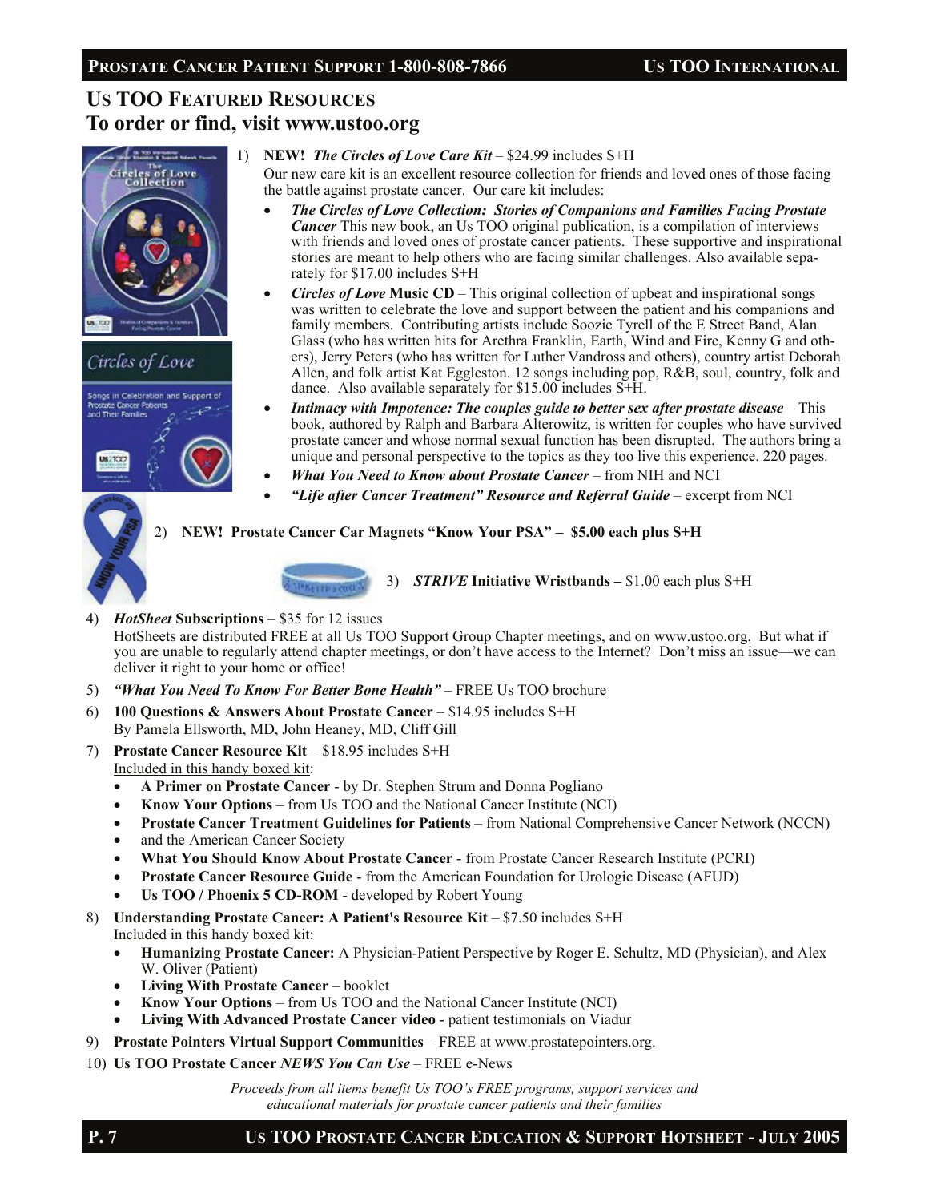## US TOO FEATURED RESOURCES
## To order or find, visit www.ustoo.org

1) **NEW!** ***The Circles of Love Care Kit*** – $24.99 includes S+H
   Our new care kit is an excellent resource collection for friends and loved ones of those facing the battle against prostate cancer. Our care kit includes:
   - ***The Circles of Love Collection: Stories of Companions and Families Facing Prostate Cancer*** This new book, an Us TOO original publication, is a compilation of interviews with friends and loved ones of prostate cancer patients. These supportive and inspirational stories are meant to help others who are facing similar challenges. Also available separately for $17.00 includes S+H
   - ***Circles of Love*** **Music CD** – This original collection of upbeat and inspirational songs was written to celebrate the love and support between the patient and his companions and family members. Contributing artists include Soozie Tyrell of the E Street Band, Alan Glass (who has written hits for Arethra Franklin, Earth, Wind and Fire, Kenny G and others), Jerry Peters (who has written for Luther Vandross and others), country artist Deborah Allen, and folk artist Kat Eggleston. 12 songs including pop, R&B, soul, country, folk and dance. Also available separately for $15.00 includes S+H.
   - ***Intimacy with Impotence: The couples guide to better sex after prostate disease*** – This book, authored by Ralph and Barbara Alterowitz, is written for couples who have survived prostate cancer and whose normal sexual function has been disrupted. The authors bring a unique and personal perspective to the topics as they too live this experience. 220 pages.
   - ***What You Need to Know about Prostate Cancer*** – from NIH and NCI
   - ***"Life after Cancer Treatment" Resource and Referral Guide*** – excerpt from NCI

2) **NEW! Prostate Cancer Car Magnets "Know Your PSA" – $5.00 each plus S+H**

3) ***STRIVE*** **Initiative Wristbands –** $1.00 each plus S+H

4) ***HotSheet*** **Subscriptions** – $35 for 12 issues
   HotSheets are distributed FREE at all Us TOO Support Group Chapter meetings, and on www.ustoo.org. But what if you are unable to regularly attend chapter meetings, or don't have access to the Internet? Don't miss an issue—we can deliver it right to your home or office!

5) ***"What You Need To Know For Better Bone Health"*** – FREE Us TOO brochure

6) **100 Questions & Answers About Prostate Cancer** – $14.95 includes S+H
   By Pamela Ellsworth, MD, John Heaney, MD, Cliff Gill

7) **Prostate Cancer Resource Kit** – $18.95 includes S+H
   Included in this handy boxed kit:
   - **A Primer on Prostate Cancer** - by Dr. Stephen Strum and Donna Pogliano
   - **Know Your Options** – from Us TOO and the National Cancer Institute (NCI)
   - **Prostate Cancer Treatment Guidelines for Patients** – from National Comprehensive Cancer Network (NCCN)
   - and the American Cancer Society
   - **What You Should Know About Prostate Cancer** - from Prostate Cancer Research Institute (PCRI)
   - **Prostate Cancer Resource Guide** - from the American Foundation for Urologic Disease (AFUD)
   - **Us TOO / Phoenix 5 CD-ROM** - developed by Robert Young

8) **Understanding Prostate Cancer: A Patient's Resource Kit** – $7.50 includes S+H
   Included in this handy boxed kit:
   - **Humanizing Prostate Cancer:** A Physician-Patient Perspective by Roger E. Schultz, MD (Physician), and Alex W. Oliver (Patient)
   - **Living With Prostate Cancer** – booklet
   - **Know Your Options** – from Us TOO and the National Cancer Institute (NCI)
   - **Living With Advanced Prostate Cancer video** - patient testimonials on Viadur

9) **Prostate Pointers Virtual Support Communities** – FREE at www.prostatepointers.org.

10) **Us TOO Prostate Cancer** ***NEWS You Can Use*** – FREE e-News

*Proceeds from all items benefit Us TOO's FREE programs, support services and educational materials for prostate cancer patients and their families*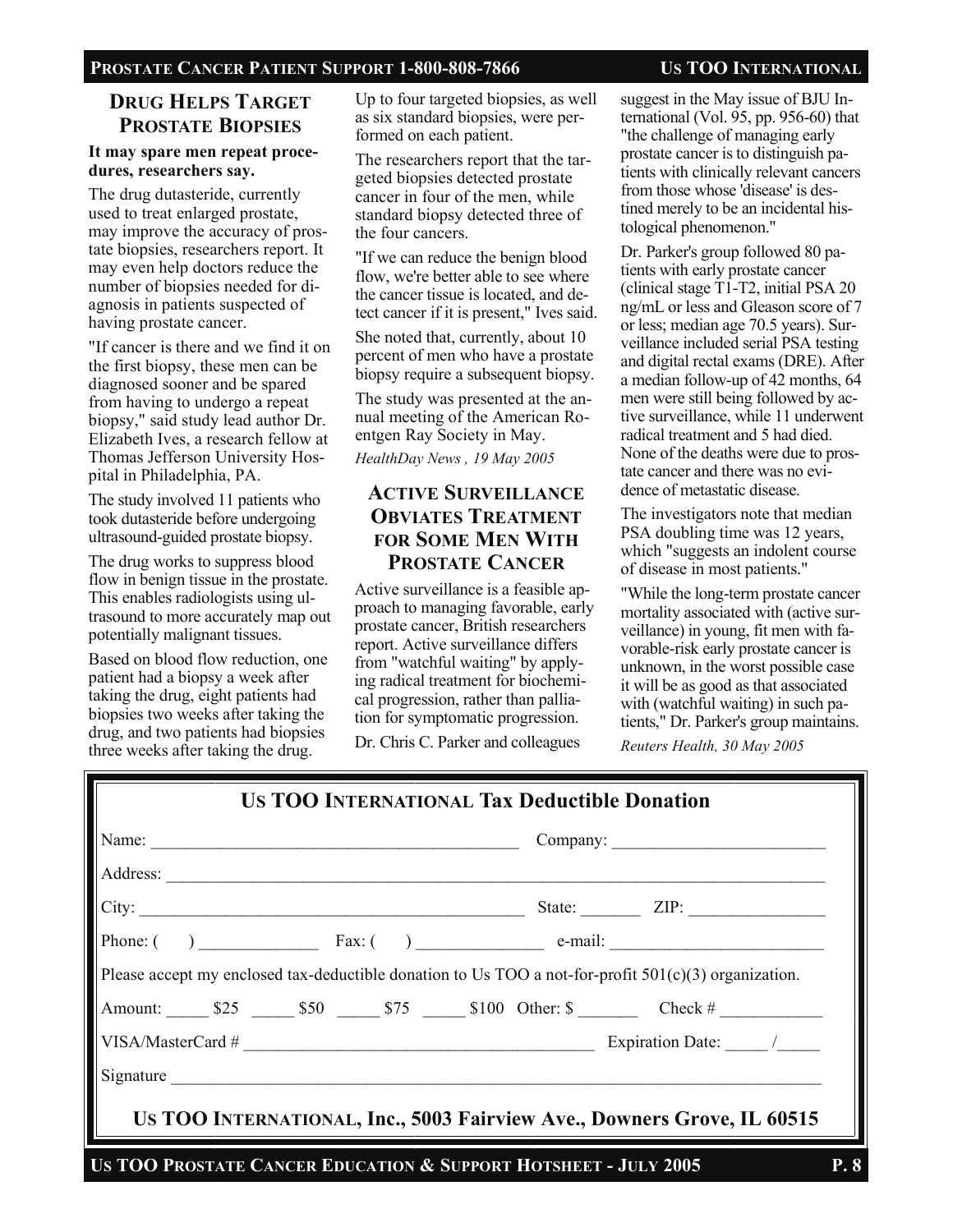## Drug Helps Target Prostate Biopsies

**It may spare men repeat procedures, researchers say.**

The drug dutasteride, currently used to treat enlarged prostate, may improve the accuracy of prostate biopsies, researchers report. It may even help doctors reduce the number of biopsies needed for diagnosis in patients suspected of having prostate cancer.

"If cancer is there and we find it on the first biopsy, these men can be diagnosed sooner and be spared from having to undergo a repeat biopsy," said study lead author Dr. Elizabeth Ives, a research fellow at Thomas Jefferson University Hospital in Philadelphia, PA.

The study involved 11 patients who took dutasteride before undergoing ultrasound-guided prostate biopsy.

The drug works to suppress blood flow in benign tissue in the prostate. This enables radiologists using ultrasound to more accurately map out potentially malignant tissues.

Based on blood flow reduction, one patient had a biopsy a week after taking the drug, eight patients had biopsies two weeks after taking the drug, and two patients had biopsies three weeks after taking the drug.

Up to four targeted biopsies, as well as six standard biopsies, were performed on each patient.

The researchers report that the targeted biopsies detected prostate cancer in four of the men, while standard biopsy detected three of the four cancers.

"If we can reduce the benign blood flow, we're better able to see where the cancer tissue is located, and detect cancer if it is present," Ives said.

She noted that, currently, about 10 percent of men who have a prostate biopsy require a subsequent biopsy.

The study was presented at the annual meeting of the American Roentgen Ray Society in May.

*HealthDay News , 19 May 2005*

## Active Surveillance Obviates Treatment for Some Men With Prostate Cancer

Active surveillance is a feasible approach to managing favorable, early prostate cancer, British researchers report. Active surveillance differs from "watchful waiting" by applying radical treatment for biochemical progression, rather than palliation for symptomatic progression.

Dr. Chris C. Parker and colleagues suggest in the May issue of BJU International (Vol. 95, pp. 956-60) that "the challenge of managing early prostate cancer is to distinguish patients with clinically relevant cancers from those whose 'disease' is destined merely to be an incidental histological phenomenon."

Dr. Parker's group followed 80 patients with early prostate cancer (clinical stage T1-T2, initial PSA 20 ng/mL or less and Gleason score of 7 or less; median age 70.5 years). Surveillance included serial PSA testing and digital rectal exams (DRE). After a median follow-up of 42 months, 64 men were still being followed by active surveillance, while 11 underwent radical treatment and 5 had died. None of the deaths were due to prostate cancer and there was no evidence of metastatic disease.

The investigators note that median PSA doubling time was 12 years, which "suggests an indolent course of disease in most patients."

"While the long-term prostate cancer mortality associated with (active surveillance) in young, fit men with favorable-risk early prostate cancer is unknown, in the worst possible case it will be as good as that associated with (watchful waiting) in such patients," Dr. Parker's group maintains.

*Reuters Health, 30 May 2005*

---

### Us TOO International Tax Deductible Donation

Name: ______________________________ Company: ____________________

Address: ________________________________________________________

City: ______________________________ State: _______ ZIP: ______________

Phone: ( ) ____________ Fax: ( ) ____________ e-mail: ____________________

Please accept my enclosed tax-deductible donation to Us TOO a not-for-profit 501(c)(3) organization.

Amount: _____ $25 _____ $50 _____ $75 _____ $100 Other: $ _______ Check # ___________

VISA/MasterCard # ______________________________ Expiration Date: _____ /_____

Signature ________________________________________________________

**Us TOO International, Inc., 5003 Fairview Ave., Downers Grove, IL 60515**